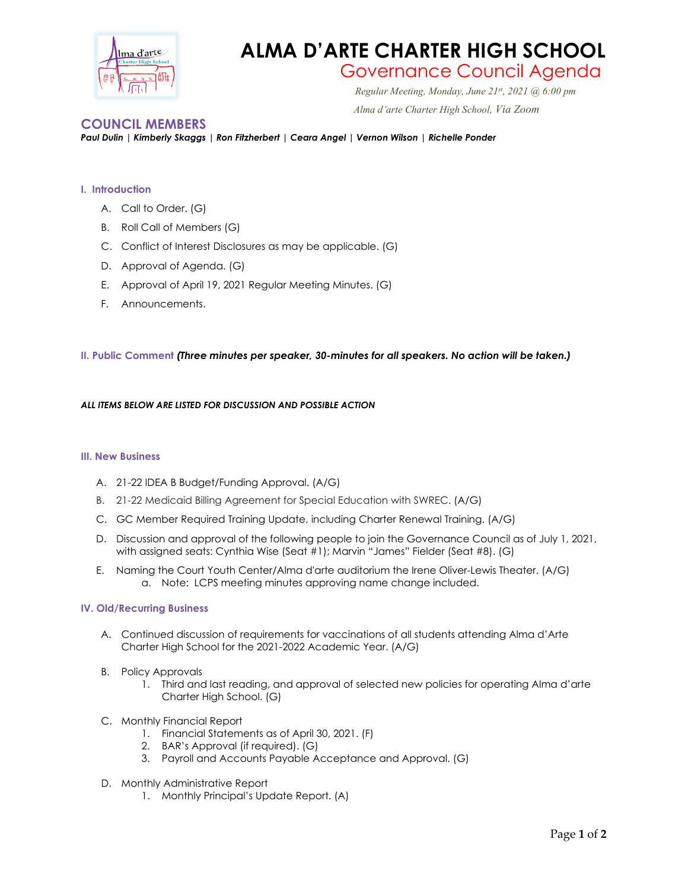# ALMA D'ARTE CHARTER HIGH SCHOOL

## Governance Council Agenda

*Regular Meeting, Monday, June 21st, 2021 @ 6:00 pm*

*Alma d'arte Charter High School, Via Zoom*

## COUNCIL MEMBERS

***Paul Dulin | Kimberly Skaggs | Ron Fitzherbert | Ceara Angel | Vernon Wilson | Richelle Ponder***

### I. Introduction

A. Call to Order. (G)

B. Roll Call of Members (G)

C. Conflict of Interest Disclosures as may be applicable. (G)

D. Approval of Agenda. (G)

E. Approval of April 19, 2021 Regular Meeting Minutes. (G)

F. Announcements.

### II. Public Comment ***(Three minutes per speaker, 30-minutes for all speakers. No action will be taken.)***

***ALL ITEMS BELOW ARE LISTED FOR DISCUSSION AND POSSIBLE ACTION***

### III. New Business

A. 21-22 IDEA B Budget/Funding Approval. (A/G)

B. 21-22 Medicaid Billing Agreement for Special Education with SWREC. (A/G)

C. GC Member Required Training Update, including Charter Renewal Training. (A/G)

D. Discussion and approval of the following people to join the Governance Council as of July 1, 2021, with assigned seats: Cynthia Wise (Seat #1); Marvin "James" Fielder (Seat #8). (G)

E. Naming the Court Youth Center/Alma d'arte auditorium the Irene Oliver-Lewis Theater. (A/G)
   - a. Note: LCPS meeting minutes approving name change included.

### IV. Old/Recurring Business

A. Continued discussion of requirements for vaccinations of all students attending Alma d'Arte Charter High School for the 2021-2022 Academic Year. (A/G)

B. Policy Approvals
   1. Third and last reading, and approval of selected new policies for operating Alma d'arte Charter High School. (G)

C. Monthly Financial Report
   1. Financial Statements as of April 30, 2021. (F)
   2. BAR's Approval (if required). (G)
   3. Payroll and Accounts Payable Acceptance and Approval. (G)

D. Monthly Administrative Report
   1. Monthly Principal's Update Report. (A)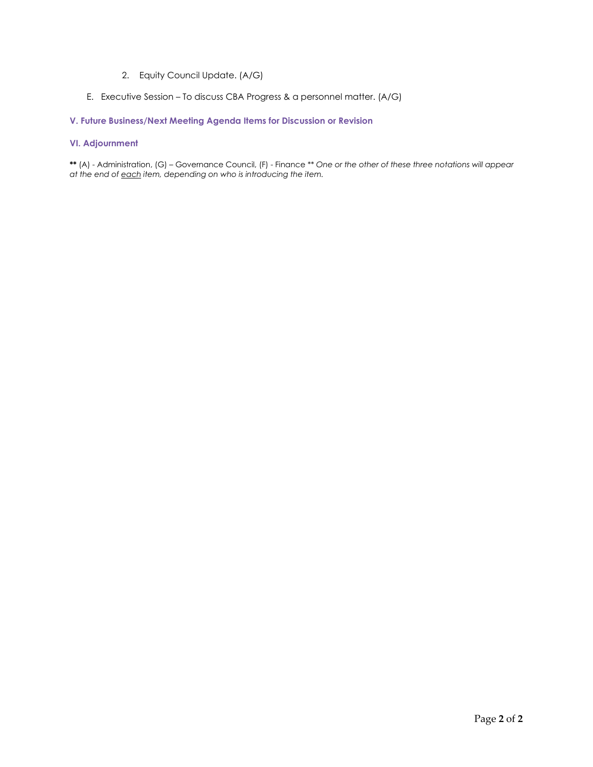2. Equity Council Update. (A/G)

E. Executive Session – To discuss CBA Progress & a personnel matter. (A/G)

### V. Future Business/Next Meeting Agenda Items for Discussion or Revision

### VI. Adjournment

**\*\*** (A) - Administration, (G) – Governance Council, (F) - Finance *\*\* One or the other of these three notations will appear at the end of* <u>*each*</u> *item, depending on who is introducing the item.*